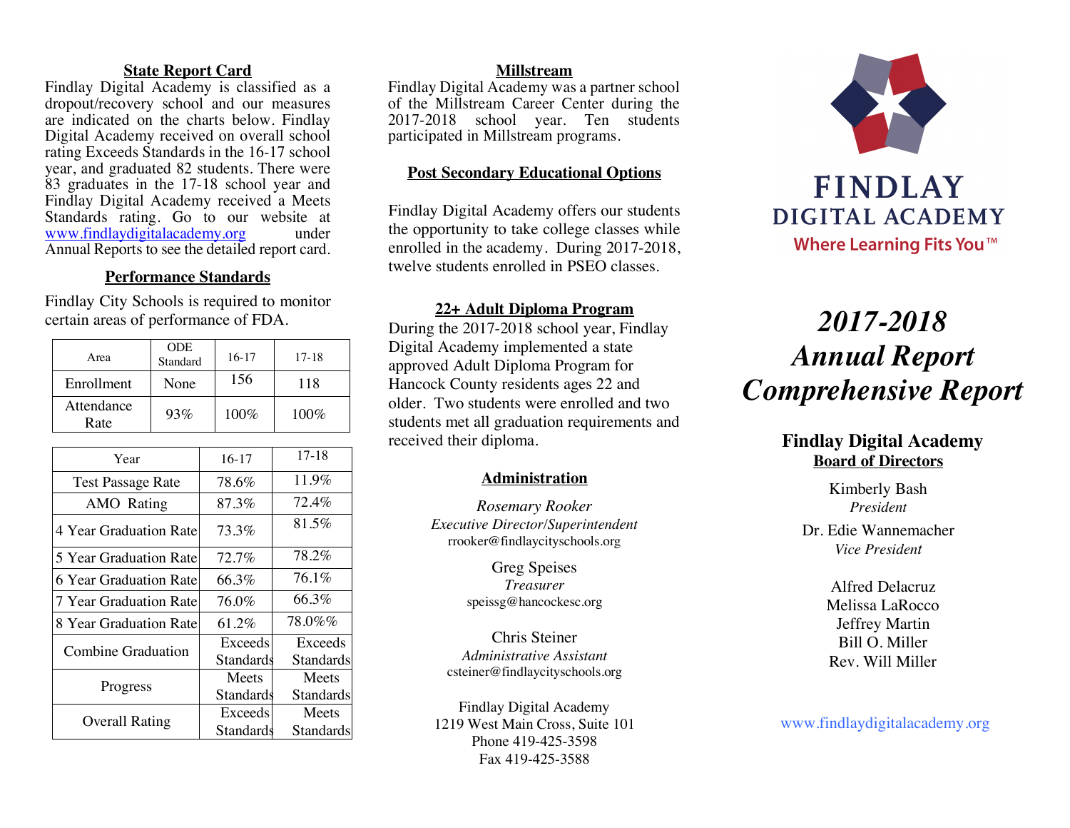## State Report Card

Findlay Digital Academy is classified as a dropout/recovery school and our measures are indicated on the charts below. Findlay Digital Academy received on overall school rating Exceeds Standards in the 16-17 school year, and graduated 82 students. There were 83 graduates in the 17-18 school year and Findlay Digital Academy received a Meets Standards rating. Go to our website at www.findlaydigitalacademy.org under Annual Reports to see the detailed report card.

## Performance Standards

Findlay City Schools is required to monitor certain areas of performance of FDA.

| Area | ODE Standard | 16-17 | 17-18 |
|---|---|---|---|
| Enrollment | None | 156 | 118 |
| Attendance Rate | 93% | 100% | 100% |

| Year | 16-17 | 17-18 |
|---|---|---|
| Test Passage Rate | 78.6% | 11.9% |
| AMO Rating | 87.3% | 72.4% |
| 4 Year Graduation Rate | 73.3% | 81.5% |
| 5 Year Graduation Rate | 72.7% | 78.2% |
| 6 Year Graduation Rate | 66.3% | 76.1% |
| 7 Year Graduation Rate | 76.0% | 66.3% |
| 8 Year Graduation Rate | 61.2% | 78.0%% |
| Combine Graduation | Exceeds Standards | Exceeds Standards |
| Progress | Meets Standards | Meets Standards |
| Overall Rating | Exceeds Standards | Meets Standards |

## Millstream

Findlay Digital Academy was a partner school of the Millstream Career Center during the 2017-2018 school year. Ten students participated in Millstream programs.

## Post Secondary Educational Options

Findlay Digital Academy offers our students the opportunity to take college classes while enrolled in the academy. During 2017-2018, twelve students enrolled in PSEO classes.

## 22+ Adult Diploma Program

During the 2017-2018 school year, Findlay Digital Academy implemented a state approved Adult Diploma Program for Hancock County residents ages 22 and older. Two students were enrolled and two students met all graduation requirements and received their diploma.

## Administration

Rosemary Rooker
*Executive Director/Superintendent*
rrooker@findlaycityschools.org

Greg Speises
*Treasurer*
speissg@hancockesc.org

Chris Steiner
*Administrative Assistant*
csteiner@findlaycityschools.org

Findlay Digital Academy
1219 West Main Cross, Suite 101
Phone 419-425-3598
Fax 419-425-3588

# FINDLAY DIGITAL ACADEMY

Where Learning Fits You™

# *2017-2018 Annual Report Comprehensive Report*

## Findlay Digital Academy

### Board of Directors

Kimberly Bash
*President*

Dr. Edie Wannemacher
*Vice President*

Alfred Delacruz
Melissa LaRocco
Jeffrey Martin
Bill O. Miller
Rev. Will Miller

www.findlaydigitalacademy.org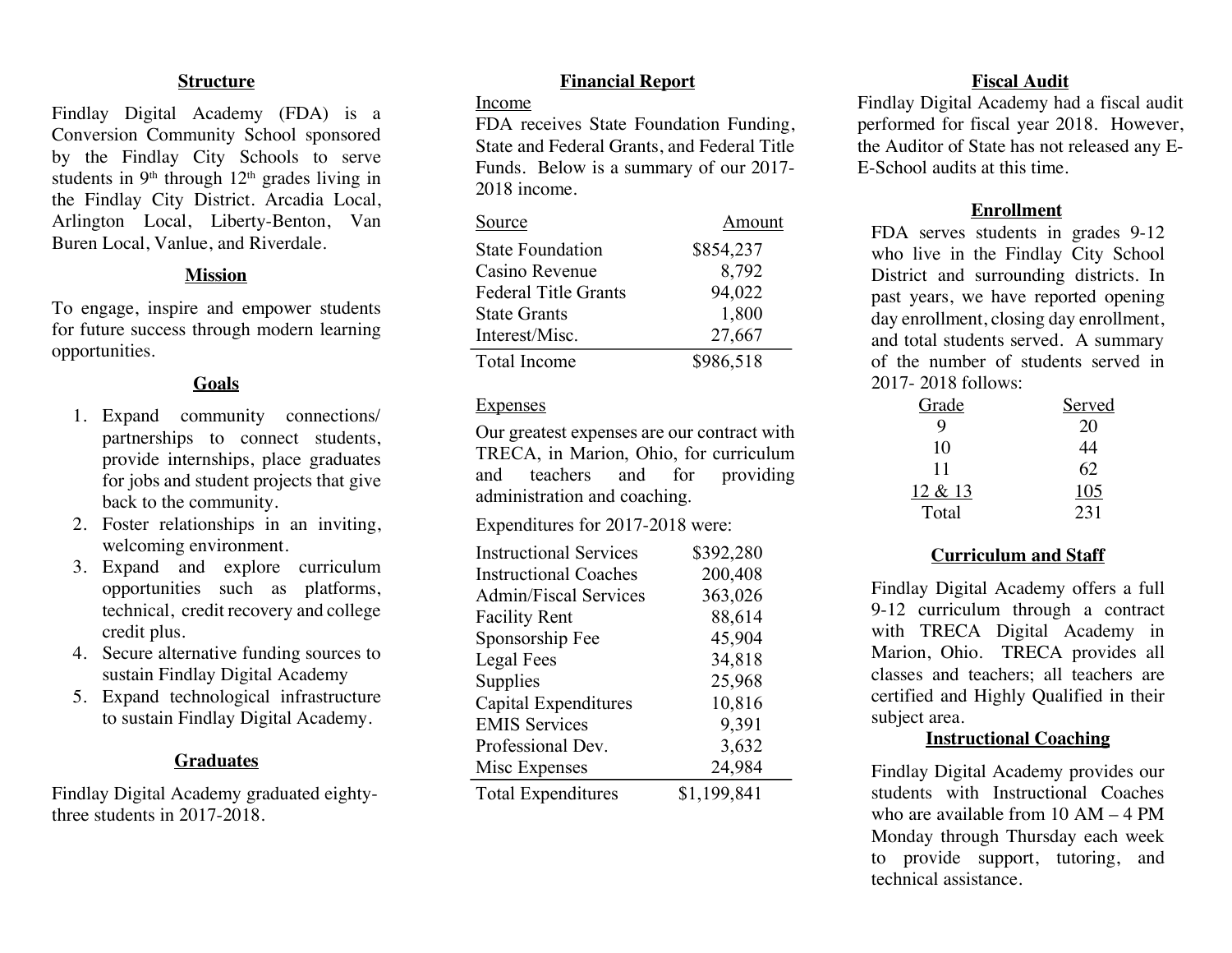## Structure

Findlay Digital Academy (FDA) is a Conversion Community School sponsored by the Findlay City Schools to serve students in 9th through 12th grades living in the Findlay City District. Arcadia Local, Arlington Local, Liberty-Benton, Van Buren Local, Vanlue, and Riverdale.

## Mission

To engage, inspire and empower students for future success through modern learning opportunities.

## Goals

1. Expand community connections/ partnerships to connect students, provide internships, place graduates for jobs and student projects that give back to the community.
2. Foster relationships in an inviting, welcoming environment.
3. Expand and explore curriculum opportunities such as platforms, technical, credit recovery and college credit plus.
4. Secure alternative funding sources to sustain Findlay Digital Academy
5. Expand technological infrastructure to sustain Findlay Digital Academy.

## Graduates

Findlay Digital Academy graduated eighty-three students in 2017-2018.

## Financial Report

Income

FDA receives State Foundation Funding, State and Federal Grants, and Federal Title Funds. Below is a summary of our 2017-2018 income.

| Source | Amount |
|---|---|
| State Foundation | $854,237 |
| Casino Revenue | 8,792 |
| Federal Title Grants | 94,022 |
| State Grants | 1,800 |
| Interest/Misc. | 27,667 |
| Total Income | $986,518 |

Expenses

Our greatest expenses are our contract with TRECA, in Marion, Ohio, for curriculum and teachers and for providing administration and coaching.

Expenditures for 2017-2018 were:

| | |
|---|---|
| Instructional Services | $392,280 |
| Instructional Coaches | 200,408 |
| Admin/Fiscal Services | 363,026 |
| Facility Rent | 88,614 |
| Sponsorship Fee | 45,904 |
| Legal Fees | 34,818 |
| Supplies | 25,968 |
| Capital Expenditures | 10,816 |
| EMIS Services | 9,391 |
| Professional Dev. | 3,632 |
| Misc Expenses | 24,984 |
| Total Expenditures | $1,199,841 |

## Fiscal Audit

Findlay Digital Academy had a fiscal audit performed for fiscal year 2018. However, the Auditor of State has not released any E-E-School audits at this time.

## Enrollment

FDA serves students in grades 9-12 who live in the Findlay City School District and surrounding districts. In past years, we have reported opening day enrollment, closing day enrollment, and total students served. A summary of the number of students served in 2017- 2018 follows:

| Grade | Served |
|---|---|
| 9 | 20 |
| 10 | 44 |
| 11 | 62 |
| 12 & 13 | 105 |
| Total | 231 |

## Curriculum and Staff

Findlay Digital Academy offers a full 9-12 curriculum through a contract with TRECA Digital Academy in Marion, Ohio. TRECA provides all classes and teachers; all teachers are certified and Highly Qualified in their subject area.

## Instructional Coaching

Findlay Digital Academy provides our students with Instructional Coaches who are available from 10 AM – 4 PM Monday through Thursday each week to provide support, tutoring, and technical assistance.